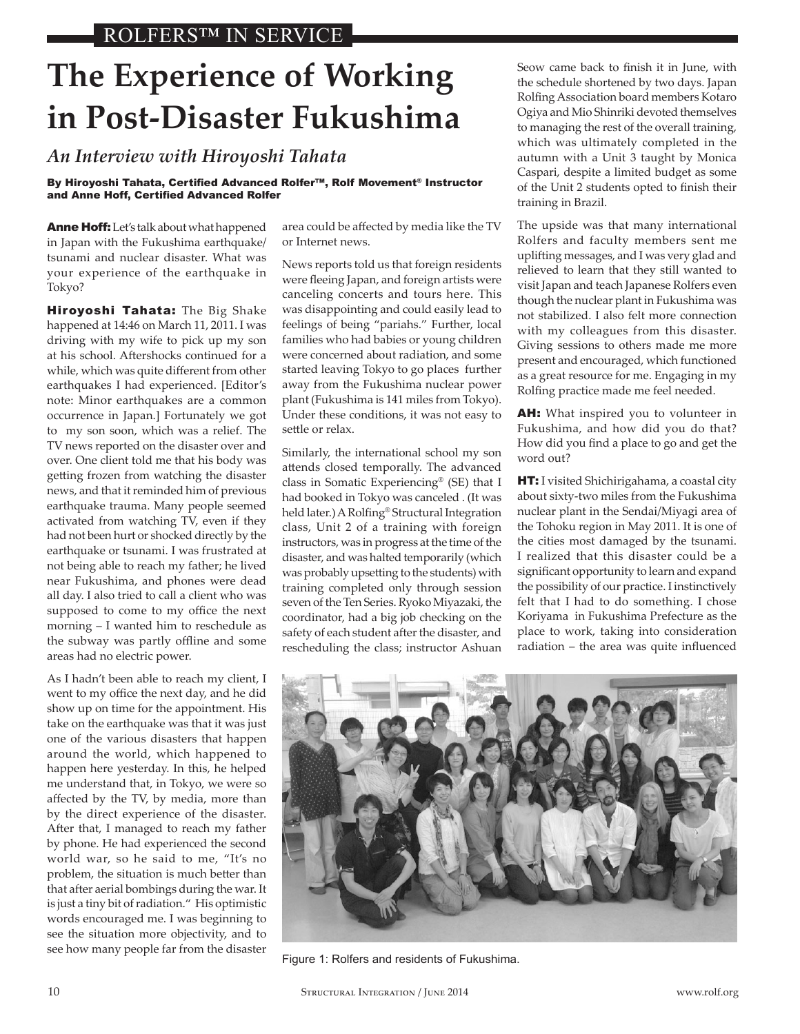ROLFERS™ IN SERVICE

# The Experience of Working in Post-Disaster Fukushima

## *An Interview with Hiroyoshi Tahata*

**By Hiroyoshi Tahata, Certified Advanced Rolfer™, Rolf Movement® Instructor and Anne Hoff, Certified Advanced Rolfer**

**Anne Hoff:** Let's talk about what happened in Japan with the Fukushima earthquake/tsunami and nuclear disaster. What was your experience of the earthquake in Tokyo?

**Hiroyoshi Tahata:** The Big Shake happened at 14:46 on March 11, 2011. I was driving with my wife to pick up my son at his school. Aftershocks continued for a while, which was quite different from other earthquakes I had experienced. [Editor's note: Minor earthquakes are a common occurrence in Japan.] Fortunately we got to my son soon, which was a relief. The TV news reported on the disaster over and over. One client told me that his body was getting frozen from watching the disaster news, and that it reminded him of previous earthquake trauma. Many people seemed activated from watching TV, even if they had not been hurt or shocked directly by the earthquake or tsunami. I was frustrated at not being able to reach my father; he lived near Fukushima, and phones were dead all day. I also tried to call a client who was supposed to come to my office the next morning – I wanted him to reschedule as the subway was partly offline and some areas had no electric power.

As I hadn't been able to reach my client, I went to my office the next day, and he did show up on time for the appointment. His take on the earthquake was that it was just one of the various disasters that happen around the world, which happened to happen here yesterday. In this, he helped me understand that, in Tokyo, we were so affected by the TV, by media, more than by the direct experience of the disaster. After that, I managed to reach my father by phone. He had experienced the second world war, so he said to me, "It's no problem, the situation is much better than that after aerial bombings during the war. It is just a tiny bit of radiation." His optimistic words encouraged me. I was beginning to see the situation more objectivity, and to see how many people far from the disaster area could be affected by media like the TV or Internet news.

News reports told us that foreign residents were fleeing Japan, and foreign artists were canceling concerts and tours here. This was disappointing and could easily lead to feelings of being "pariahs." Further, local families who had babies or young children were concerned about radiation, and some started leaving Tokyo to go places further away from the Fukushima nuclear power plant (Fukushima is 141 miles from Tokyo). Under these conditions, it was not easy to settle or relax.

Similarly, the international school my son attends closed temporally. The advanced class in Somatic Experiencing® (SE) that I had booked in Tokyo was canceled . (It was held later.) A Rolfing® Structural Integration class, Unit 2 of a training with foreign instructors, was in progress at the time of the disaster, and was halted temporarily (which was probably upsetting to the students) with training completed only through session seven of the Ten Series. Ryoko Miyazaki, the coordinator, had a big job checking on the safety of each student after the disaster, and rescheduling the class; instructor Ashuan Seow came back to finish it in June, with the schedule shortened by two days. Japan Rolfing Association board members Kotaro Ogiya and Mio Shinriki devoted themselves to managing the rest of the overall training, which was ultimately completed in the autumn with a Unit 3 taught by Monica Caspari, despite a limited budget as some of the Unit 2 students opted to finish their training in Brazil.

The upside was that many international Rolfers and faculty members sent me uplifting messages, and I was very glad and relieved to learn that they still wanted to visit Japan and teach Japanese Rolfers even though the nuclear plant in Fukushima was not stabilized. I also felt more connection with my colleagues from this disaster. Giving sessions to others made me more present and encouraged, which functioned as a great resource for me. Engaging in my Rolfing practice made me feel needed.

**AH:** What inspired you to volunteer in Fukushima, and how did you do that? How did you find a place to go and get the word out?

**HT:** I visited Shichirigahama, a coastal city about sixty-two miles from the Fukushima nuclear plant in the Sendai/Miyagi area of the Tohoku region in May 2011. It is one of the cities most damaged by the tsunami. I realized that this disaster could be a significant opportunity to learn and expand the possibility of our practice. I instinctively felt that I had to do something. I chose Koriyama in Fukushima Prefecture as the place to work, taking into consideration radiation – the area was quite influenced

Figure 1: Rolfers and residents of Fukushima.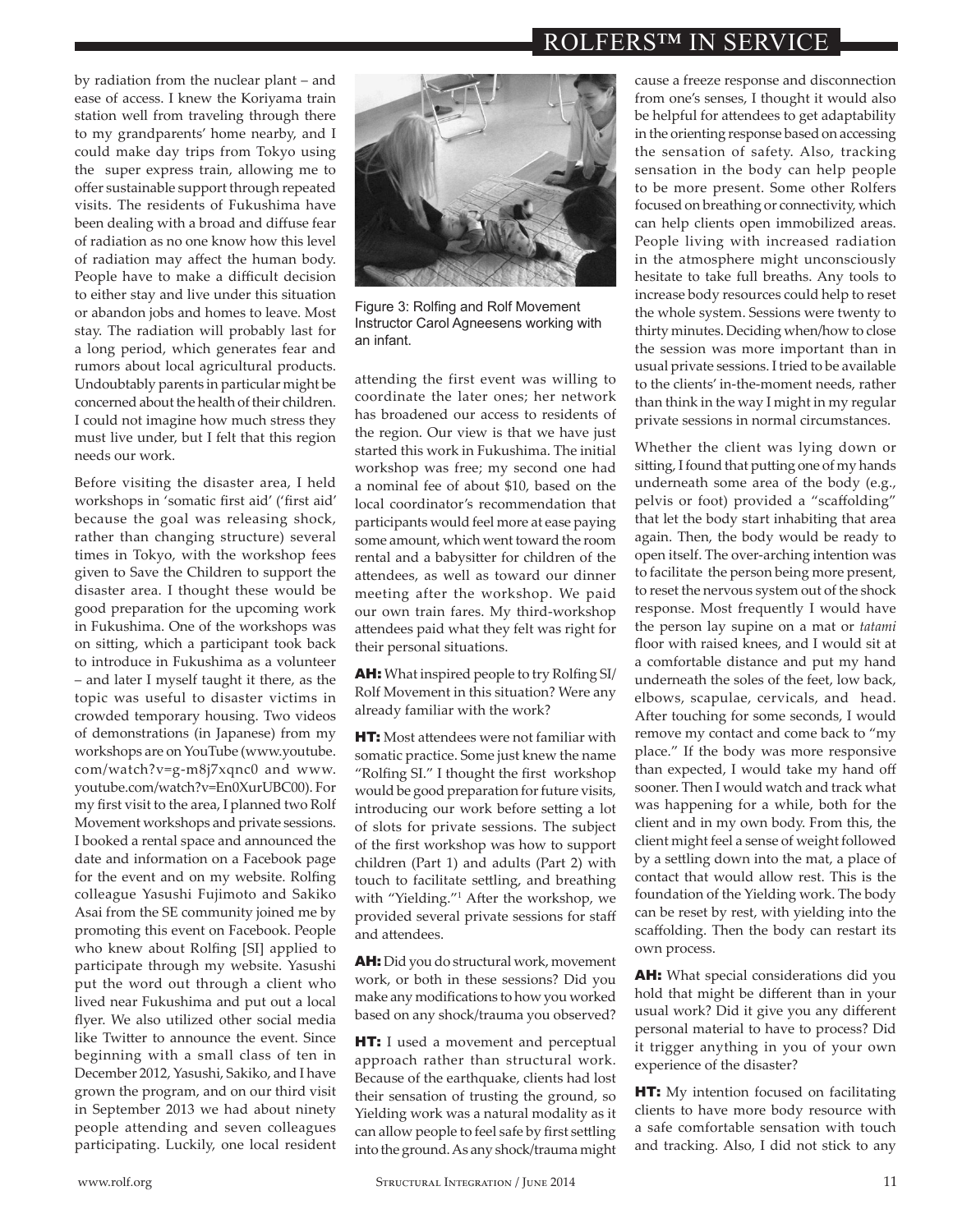by radiation from the nuclear plant – and ease of access. I knew the Koriyama train station well from traveling through there to my grandparents' home nearby, and I could make day trips from Tokyo using the super express train, allowing me to offer sustainable support through repeated visits. The residents of Fukushima have been dealing with a broad and diffuse fear of radiation as no one know how this level of radiation may affect the human body. People have to make a difficult decision to either stay and live under this situation or abandon jobs and homes to leave. Most stay. The radiation will probably last for a long period, which generates fear and rumors about local agricultural products. Undoubtably parents in particular might be concerned about the health of their children. I could not imagine how much stress they must live under, but I felt that this region needs our work.

Before visiting the disaster area, I held workshops in 'somatic first aid' ('first aid' because the goal was releasing shock, rather than changing structure) several times in Tokyo, with the workshop fees given to Save the Children to support the disaster area. I thought these would be good preparation for the upcoming work in Fukushima. One of the workshops was on sitting, which a participant took back to introduce in Fukushima as a volunteer – and later I myself taught it there, as the topic was useful to disaster victims in crowded temporary housing. Two videos of demonstrations (in Japanese) from my workshops are on YouTube (www.youtube.com/watch?v=g-m8j7xqnc0 and www.youtube.com/watch?v=En0XurUBC00). For my first visit to the area, I planned two Rolf Movement workshops and private sessions. I booked a rental space and announced the date and information on a Facebook page for the event and on my website. Rolfing colleague Yasushi Fujimoto and Sakiko Asai from the SE community joined me by promoting this event on Facebook. People who knew about Rolfing [SI] applied to participate through my website. Yasushi put the word out through a client who lived near Fukushima and put out a local flyer. We also utilized other social media like Twitter to announce the event. Since beginning with a small class of ten in December 2012, Yasushi, Sakiko, and I have grown the program, and on our third visit in September 2013 we had about ninety people attending and seven colleagues participating. Luckily, one local resident attending the first event was willing to coordinate the later ones; her network has broadened our access to residents of the region. Our view is that we have just started this work in Fukushima. The initial workshop was free; my second one had a nominal fee of about $10, based on the local coordinator's recommendation that participants would feel more at ease paying some amount, which went toward the room rental and a babysitter for children of the attendees, as well as toward our dinner meeting after the workshop. We paid our own train fares. My third-workshop attendees paid what they felt was right for their personal situations.

Figure 3: Rolfing and Rolf Movement Instructor Carol Agneesens working with an infant.

**AH:** What inspired people to try Rolfing SI/Rolf Movement in this situation? Were any already familiar with the work?

**HT:** Most attendees were not familiar with somatic practice. Some just knew the name "Rolfing SI." I thought the first workshop would be good preparation for future visits, introducing our work before setting a lot of slots for private sessions. The subject of the first workshop was how to support children (Part 1) and adults (Part 2) with touch to facilitate settling, and breathing with "Yielding."[1] After the workshop, we provided several private sessions for staff and attendees.

**AH:** Did you do structural work, movement work, or both in these sessions? Did you make any modifications to how you worked based on any shock/trauma you observed?

**HT:** I used a movement and perceptual approach rather than structural work. Because of the earthquake, clients had lost their sensation of trusting the ground, so Yielding work was a natural modality as it can allow people to feel safe by first settling into the ground. As any shock/trauma might cause a freeze response and disconnection from one's senses, I thought it would also be helpful for attendees to get adaptability in the orienting response based on accessing the sensation of safety. Also, tracking sensation in the body can help people to be more present. Some other Rolfers focused on breathing or connectivity, which can help clients open immobilized areas. People living with increased radiation in the atmosphere might unconsciously hesitate to take full breaths. Any tools to increase body resources could help to reset the whole system. Sessions were twenty to thirty minutes. Deciding when/how to close the session was more important than in usual private sessions. I tried to be available to the clients' in-the-moment needs, rather than think in the way I might in my regular private sessions in normal circumstances.

Whether the client was lying down or sitting, I found that putting one of my hands underneath some area of the body (e.g., pelvis or foot) provided a "scaffolding" that let the body start inhabiting that area again. Then, the body would be ready to open itself. The over-arching intention was to facilitate the person being more present, to reset the nervous system out of the shock response. Most frequently I would have the person lay supine on a mat or *tatami* floor with raised knees, and I would sit at a comfortable distance and put my hand underneath the soles of the feet, low back, elbows, scapulae, cervicals, and head. After touching for some seconds, I would remove my contact and come back to "my place." If the body was more responsive than expected, I would take my hand off sooner. Then I would watch and track what was happening for a while, both for the client and in my own body. From this, the client might feel a sense of weight followed by a settling down into the mat, a place of contact that would allow rest. This is the foundation of the Yielding work. The body can be reset by rest, with yielding into the scaffolding. Then the body can restart its own process.

**AH:** What special considerations did you hold that might be different than in your usual work? Did it give you any different personal material to have to process? Did it trigger anything in you of your own experience of the disaster?

**HT:** My intention focused on facilitating clients to have more body resource with a safe comfortable sensation with touch and tracking. Also, I did not stick to any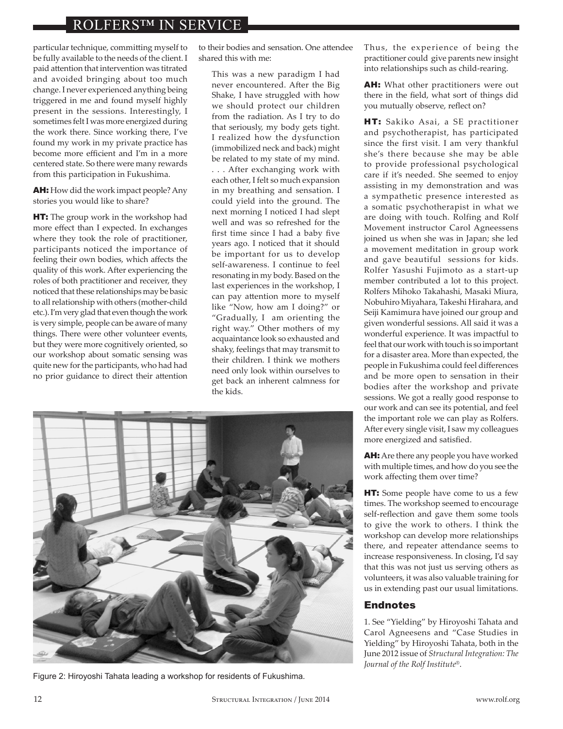particular technique, committing myself to be fully available to the needs of the client. I paid attention that intervention was titrated and avoided bringing about too much change. I never experienced anything being triggered in me and found myself highly present in the sessions. Interestingly, I sometimes felt I was more energized during the work there. Since working there, I've found my work in my private practice has become more efficient and I'm in a more centered state. So there were many rewards from this participation in Fukushima.

**AH:** How did the work impact people? Any stories you would like to share?

**HT:** The group work in the workshop had more effect than I expected. In exchanges where they took the role of practitioner, participants noticed the importance of feeling their own bodies, which affects the quality of this work. After experiencing the roles of both practitioner and receiver, they noticed that these relationships may be basic to all relationship with others (mother-child etc.). I'm very glad that even though the work is very simple, people can be aware of many things. There were other volunteer events, but they were more cognitively oriented, so our workshop about somatic sensing was quite new for the participants, who had had no prior guidance to direct their attention to their bodies and sensation. One attendee shared this with me:

> This was a new paradigm I had never encountered. After the Big Shake, I have struggled with how we should protect our children from the radiation. As I try to do that seriously, my body gets tight. I realized how the dysfunction (immobilized neck and back) might be related to my state of my mind. . . . After exchanging work with each other, I felt so much expansion in my breathing and sensation. I could yield into the ground. The next morning I noticed I had slept well and was so refreshed for the first time since I had a baby five years ago. I noticed that it should be important for us to develop self-awareness. I continue to feel resonating in my body. Based on the last experiences in the workshop, I can pay attention more to myself like "Now, how am I doing?" or "Gradually, I am orienting the right way." Other mothers of my acquaintance look so exhausted and shaky, feelings that may transmit to their children. I think we mothers need only look within ourselves to get back an inherent calmness for the kids.

Figure 2: Hiroyoshi Tahata leading a workshop for residents of Fukushima.

Thus, the experience of being the practitioner could give parents new insight into relationships such as child-rearing.

**AH:** What other practitioners were out there in the field, what sort of things did you mutually observe, reflect on?

**HT:** Sakiko Asai, a SE practitioner and psychotherapist, has participated since the first visit. I am very thankful she's there because she may be able to provide professional psychological care if it's needed. She seemed to enjoy assisting in my demonstration and was a sympathetic presence interested as a somatic psychotherapist in what we are doing with touch. Rolfing and Rolf Movement instructor Carol Agneessens joined us when she was in Japan; she led a movement meditation in group work and gave beautiful sessions for kids. Rolfer Yasushi Fujimoto as a start-up member contributed a lot to this project. Rolfers Mihoko Takahashi, Masaki Miura, Nobuhiro Miyahara, Takeshi Hirahara, and Seiji Kamimura have joined our group and given wonderful sessions. All said it was a wonderful experience. It was impactful to feel that our work with touch is so important for a disaster area. More than expected, the people in Fukushima could feel differences and be more open to sensation in their bodies after the workshop and private sessions. We got a really good response to our work and can see its potential, and feel the important role we can play as Rolfers. After every single visit, I saw my colleagues more energized and satisfied.

**AH:** Are there any people you have worked with multiple times, and how do you see the work affecting them over time?

**HT:** Some people have come to us a few times. The workshop seemed to encourage self-reflection and gave them some tools to give the work to others. I think the workshop can develop more relationships there, and repeater attendance seems to increase responsiveness. In closing, I'd say that this was not just us serving others as volunteers, it was also valuable training for us in extending past our usual limitations.

## Endnotes

1. See "Yielding" by Hiroyoshi Tahata and Carol Agneesens and "Case Studies in Yielding" by Hiroyoshi Tahata, both in the June 2012 issue of *Structural Integration: The Journal of the Rolf Institute®*.